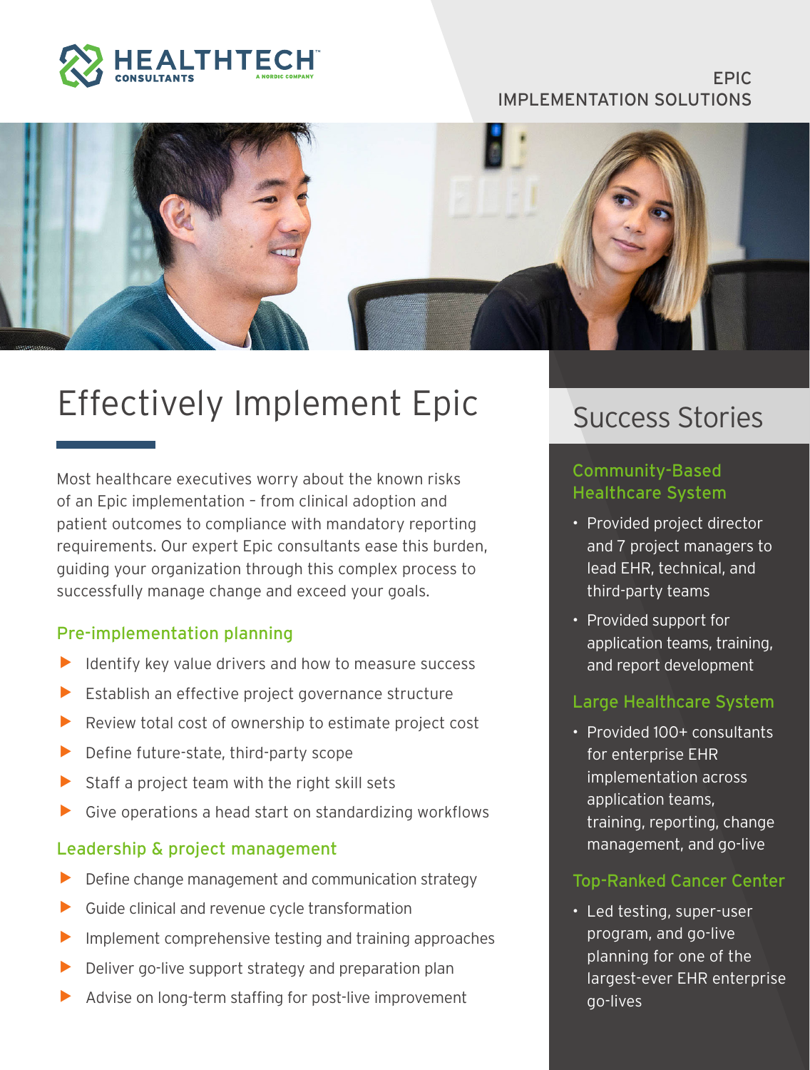HEALTHTECH CONSULTANTS — A NORDIC COMPANY

EPIC IMPLEMENTATION SOLUTIONS

# Effectively Implement Epic

Most healthcare executives worry about the known risks of an Epic implementation – from clinical adoption and patient outcomes to compliance with mandatory reporting requirements. Our expert Epic consultants ease this burden, guiding your organization through this complex process to successfully manage change and exceed your goals.

### Pre-implementation planning

- Identify key value drivers and how to measure success
- Establish an effective project governance structure
- Review total cost of ownership to estimate project cost
- Define future-state, third-party scope
- Staff a project team with the right skill sets
- Give operations a head start on standardizing workflows

### Leadership & project management

- Define change management and communication strategy
- Guide clinical and revenue cycle transformation
- Implement comprehensive testing and training approaches
- Deliver go-live support strategy and preparation plan
- Advise on long-term staffing for post-live improvement

## Success Stories

### Community-Based Healthcare System

- Provided project director and 7 project managers to lead EHR, technical, and third-party teams
- Provided support for application teams, training, and report development

### Large Healthcare System

- Provided 100+ consultants for enterprise EHR implementation across application teams, training, reporting, change management, and go-live

### Top-Ranked Cancer Center

- Led testing, super-user program, and go-live planning for one of the largest-ever EHR enterprise go-lives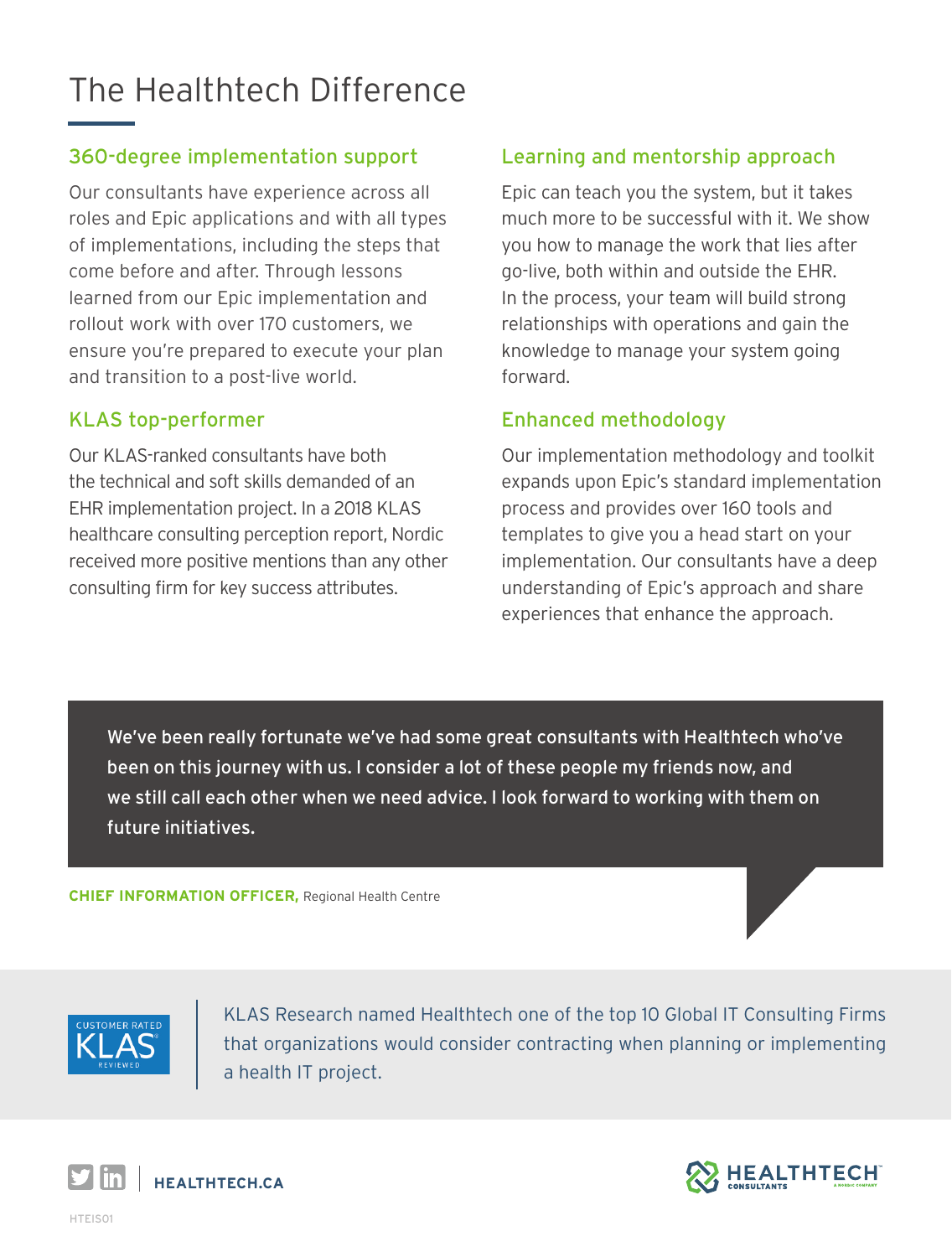# The Healthtech Difference

## 360-degree implementation support

Our consultants have experience across all roles and Epic applications and with all types of implementations, including the steps that come before and after. Through lessons learned from our Epic implementation and rollout work with over 170 customers, we ensure you're prepared to execute your plan and transition to a post-live world.

## KLAS top-performer

Our KLAS-ranked consultants have both the technical and soft skills demanded of an EHR implementation project. In a 2018 KLAS healthcare consulting perception report, Nordic received more positive mentions than any other consulting firm for key success attributes.

## Learning and mentorship approach

Epic can teach you the system, but it takes much more to be successful with it. We show you how to manage the work that lies after go-live, both within and outside the EHR. In the process, your team will build strong relationships with operations and gain the knowledge to manage your system going forward.

## Enhanced methodology

Our implementation methodology and toolkit expands upon Epic's standard implementation process and provides over 160 tools and templates to give you a head start on your implementation. Our consultants have a deep understanding of Epic's approach and share experiences that enhance the approach.

> We've been really fortunate we've had some great consultants with Healthtech who've been on this journey with us. I consider a lot of these people my friends now, and we still call each other when we need advice. I look forward to working with them on future initiatives.

**CHIEF INFORMATION OFFICER,** Regional Health Centre

CUSTOMER RATED KLAS® REVIEWED

KLAS Research named Healthtech one of the top 10 Global IT Consulting Firms that organizations would consider contracting when planning or implementing a health IT project.

**HEALTHTECH.CA**

HEALTHTECH CONSULTANTS — A NORDIC COMPANY

HTEIS01